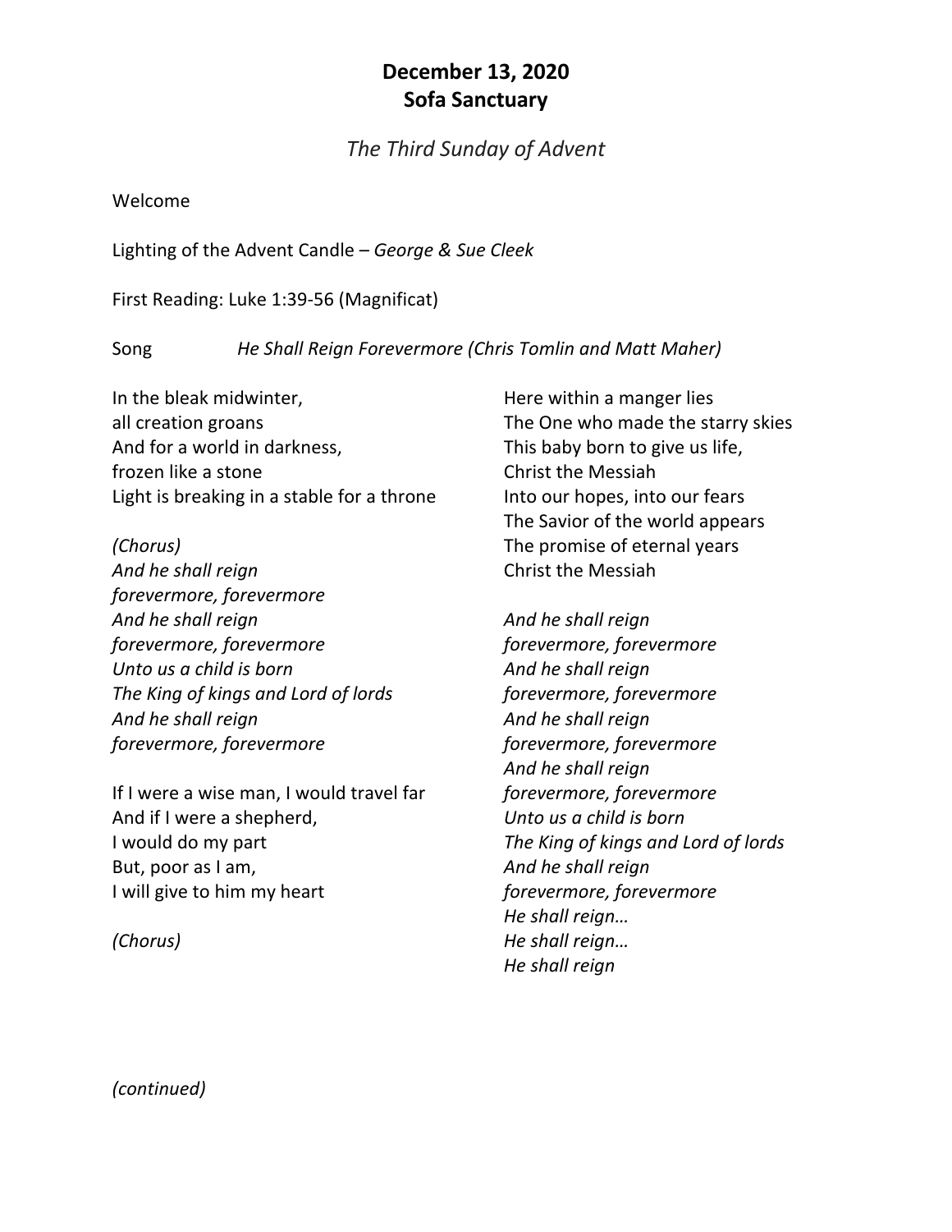# December 13, 2020
# Sofa Sanctuary

*The Third Sunday of Advent*

Welcome

Lighting of the Advent Candle – *George & Sue Cleek*

First Reading: Luke 1:39-56 (Magnificat)

Song *He Shall Reign Forevermore (Chris Tomlin and Matt Maher)*

In the bleak midwinter,
all creation groans
And for a world in darkness,
frozen like a stone
Light is breaking in a stable for a throne

*(Chorus)*
*And he shall reign*
*forevermore, forevermore*
*And he shall reign*
*forevermore, forevermore*
*Unto us a child is born*
*The King of kings and Lord of lords*
*And he shall reign*
*forevermore, forevermore*

If I were a wise man, I would travel far
And if I were a shepherd,
I would do my part
But, poor as I am,
I will give to him my heart

*(Chorus)*

Here within a manger lies
The One who made the starry skies
This baby born to give us life,
Christ the Messiah
Into our hopes, into our fears
The Savior of the world appears
The promise of eternal years
Christ the Messiah

*And he shall reign*
*forevermore, forevermore*
*And he shall reign*
*forevermore, forevermore*
*And he shall reign*
*forevermore, forevermore*
*And he shall reign*
*forevermore, forevermore*
*Unto us a child is born*
*The King of kings and Lord of lords*
*And he shall reign*
*forevermore, forevermore*
*He shall reign…*
*He shall reign…*
*He shall reign*

*(continued)*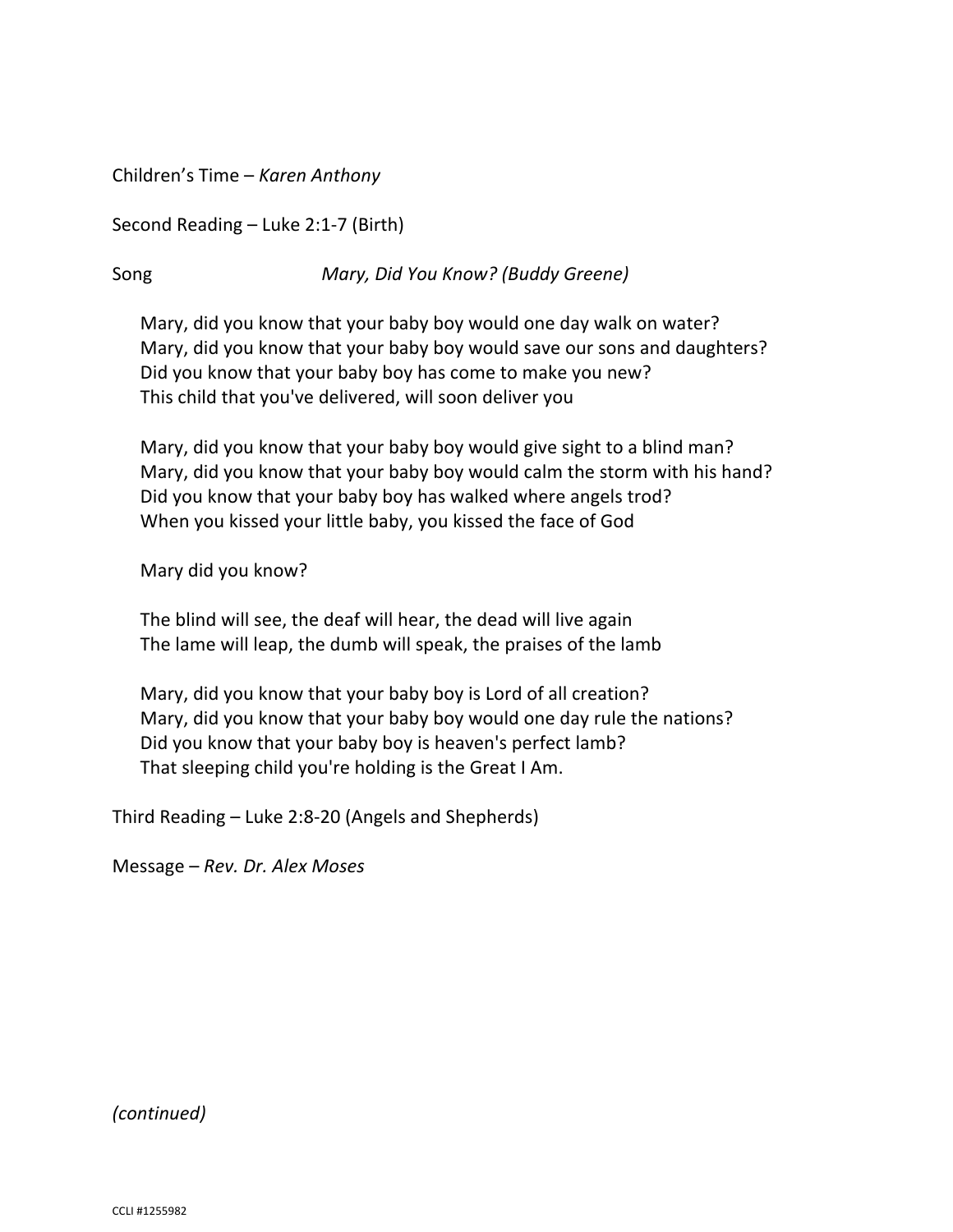Children's Time – *Karen Anthony*

Second Reading – Luke 2:1-7 (Birth)

Song *Mary, Did You Know? (Buddy Greene)*

Mary, did you know that your baby boy would one day walk on water?
Mary, did you know that your baby boy would save our sons and daughters?
Did you know that your baby boy has come to make you new?
This child that you've delivered, will soon deliver you

Mary, did you know that your baby boy would give sight to a blind man?
Mary, did you know that your baby boy would calm the storm with his hand?
Did you know that your baby boy has walked where angels trod?
When you kissed your little baby, you kissed the face of God

Mary did you know?

The blind will see, the deaf will hear, the dead will live again
The lame will leap, the dumb will speak, the praises of the lamb

Mary, did you know that your baby boy is Lord of all creation?
Mary, did you know that your baby boy would one day rule the nations?
Did you know that your baby boy is heaven's perfect lamb?
That sleeping child you're holding is the Great I Am.

Third Reading – Luke 2:8-20 (Angels and Shepherds)

Message – *Rev. Dr. Alex Moses*

*(continued)*

CCLI #1255982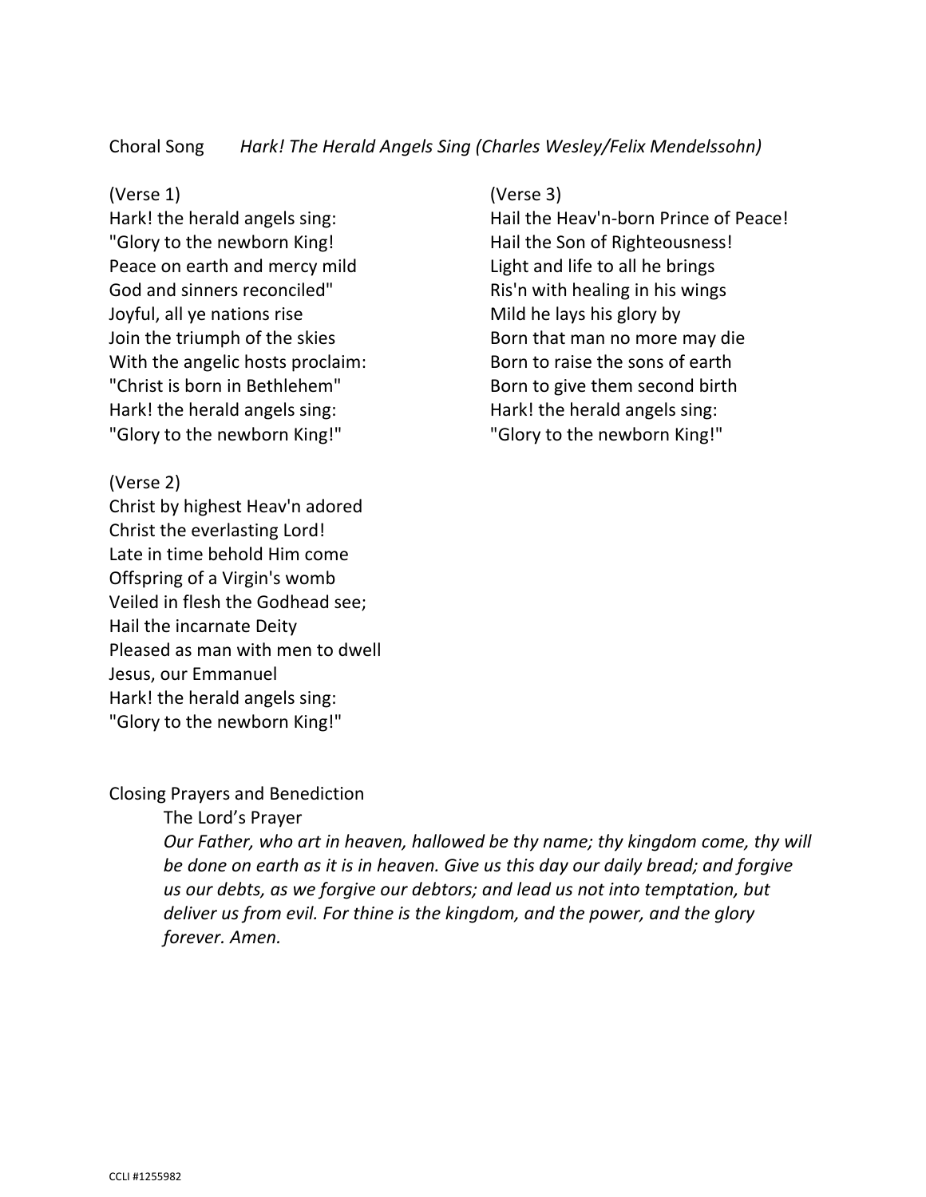Choral Song *Hark! The Herald Angels Sing (Charles Wesley/Felix Mendelssohn)*

(Verse 1)
Hark! the herald angels sing:
"Glory to the newborn King!
Peace on earth and mercy mild
God and sinners reconciled"
Joyful, all ye nations rise
Join the triumph of the skies
With the angelic hosts proclaim:
"Christ is born in Bethlehem"
Hark! the herald angels sing:
"Glory to the newborn King!"

(Verse 2)
Christ by highest Heav'n adored
Christ the everlasting Lord!
Late in time behold Him come
Offspring of a Virgin's womb
Veiled in flesh the Godhead see;
Hail the incarnate Deity
Pleased as man with men to dwell
Jesus, our Emmanuel
Hark! the herald angels sing:
"Glory to the newborn King!"

(Verse 3)
Hail the Heav'n-born Prince of Peace!
Hail the Son of Righteousness!
Light and life to all he brings
Ris'n with healing in his wings
Mild he lays his glory by
Born that man no more may die
Born to raise the sons of earth
Born to give them second birth
Hark! the herald angels sing:
"Glory to the newborn King!"

Closing Prayers and Benediction

The Lord's Prayer

*Our Father, who art in heaven, hallowed be thy name; thy kingdom come, thy will be done on earth as it is in heaven. Give us this day our daily bread; and forgive us our debts, as we forgive our debtors; and lead us not into temptation, but deliver us from evil. For thine is the kingdom, and the power, and the glory forever. Amen.*

CCLI #1255982